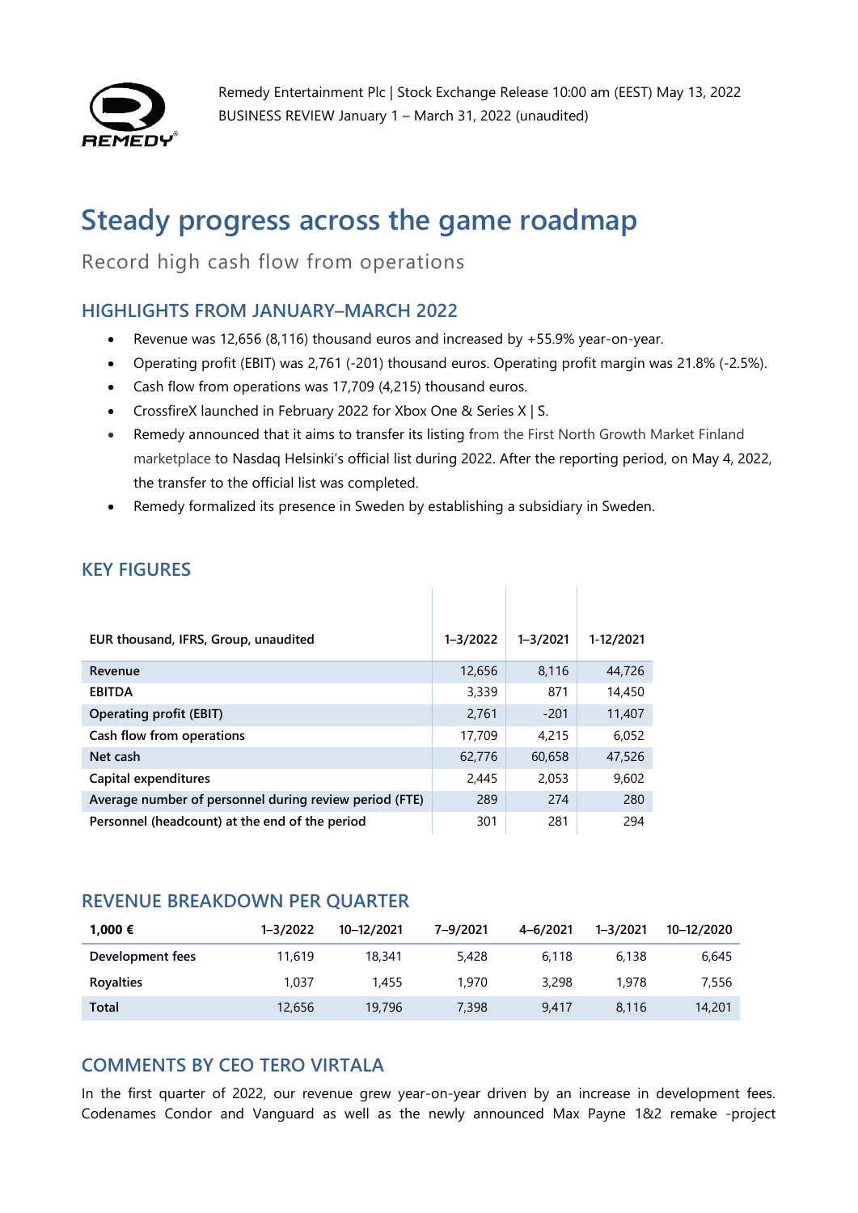Remedy Entertainment Plc | Stock Exchange Release 10:00 am (EEST) May 13, 2022
BUSINESS REVIEW January 1 – March 31, 2022 (unaudited)

# Steady progress across the game roadmap

Record high cash flow from operations

## HIGHLIGHTS FROM JANUARY–MARCH 2022

- Revenue was 12,656 (8,116) thousand euros and increased by +55.9% year-on-year.
- Operating profit (EBIT) was 2,761 (-201) thousand euros. Operating profit margin was 21.8% (-2.5%).
- Cash flow from operations was 17,709 (4,215) thousand euros.
- CrossfireX launched in February 2022 for Xbox One & Series X | S.
- Remedy announced that it aims to transfer its listing from the First North Growth Market Finland marketplace to Nasdaq Helsinki's official list during 2022. After the reporting period, on May 4, 2022, the transfer to the official list was completed.
- Remedy formalized its presence in Sweden by establishing a subsidiary in Sweden.

## KEY FIGURES

| EUR thousand, IFRS, Group, unaudited | 1–3/2022 | 1–3/2021 | 1-12/2021 |
|---|---|---|---|
| Revenue | 12,656 | 8,116 | 44,726 |
| EBITDA | 3,339 | 871 | 14,450 |
| Operating profit (EBIT) | 2,761 | -201 | 11,407 |
| Cash flow from operations | 17,709 | 4,215 | 6,052 |
| Net cash | 62,776 | 60,658 | 47,526 |
| Capital expenditures | 2,445 | 2,053 | 9,602 |
| Average number of personnel during review period (FTE) | 289 | 274 | 280 |
| Personnel (headcount) at the end of the period | 301 | 281 | 294 |

## REVENUE BREAKDOWN PER QUARTER

| 1,000 € | 1–3/2022 | 10–12/2021 | 7–9/2021 | 4–6/2021 | 1–3/2021 | 10–12/2020 |
|---|---|---|---|---|---|---|
| Development fees | 11,619 | 18,341 | 5,428 | 6,118 | 6,138 | 6,645 |
| Royalties | 1,037 | 1,455 | 1,970 | 3,298 | 1,978 | 7,556 |
| **Total** | 12,656 | 19,796 | 7,398 | 9,417 | 8,116 | 14,201 |

## COMMENTS BY CEO TERO VIRTALA

In the first quarter of 2022, our revenue grew year-on-year driven by an increase in development fees. Codenames Condor and Vanguard as well as the newly announced Max Payne 1&2 remake -project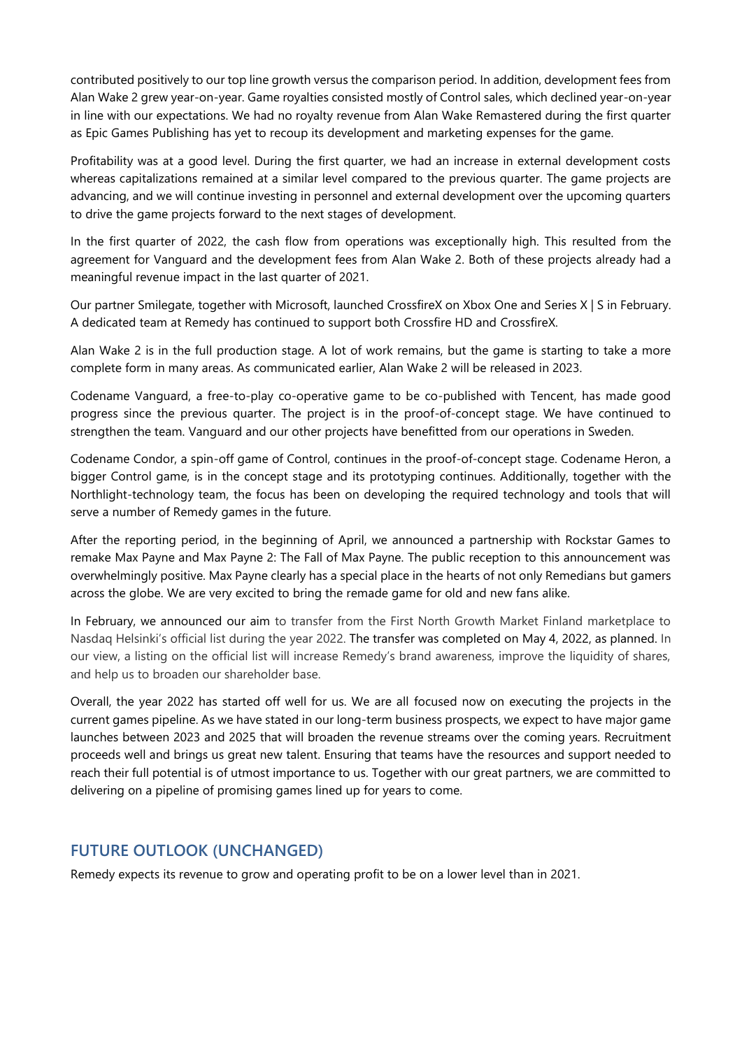contributed positively to our top line growth versus the comparison period. In addition, development fees from Alan Wake 2 grew year-on-year. Game royalties consisted mostly of Control sales, which declined year-on-year in line with our expectations. We had no royalty revenue from Alan Wake Remastered during the first quarter as Epic Games Publishing has yet to recoup its development and marketing expenses for the game.

Profitability was at a good level. During the first quarter, we had an increase in external development costs whereas capitalizations remained at a similar level compared to the previous quarter. The game projects are advancing, and we will continue investing in personnel and external development over the upcoming quarters to drive the game projects forward to the next stages of development.

In the first quarter of 2022, the cash flow from operations was exceptionally high. This resulted from the agreement for Vanguard and the development fees from Alan Wake 2. Both of these projects already had a meaningful revenue impact in the last quarter of 2021.

Our partner Smilegate, together with Microsoft, launched CrossfireX on Xbox One and Series X | S in February. A dedicated team at Remedy has continued to support both Crossfire HD and CrossfireX.

Alan Wake 2 is in the full production stage. A lot of work remains, but the game is starting to take a more complete form in many areas. As communicated earlier, Alan Wake 2 will be released in 2023.

Codename Vanguard, a free-to-play co-operative game to be co-published with Tencent, has made good progress since the previous quarter. The project is in the proof-of-concept stage. We have continued to strengthen the team. Vanguard and our other projects have benefitted from our operations in Sweden.

Codename Condor, a spin-off game of Control, continues in the proof-of-concept stage. Codename Heron, a bigger Control game, is in the concept stage and its prototyping continues. Additionally, together with the Northlight-technology team, the focus has been on developing the required technology and tools that will serve a number of Remedy games in the future.

After the reporting period, in the beginning of April, we announced a partnership with Rockstar Games to remake Max Payne and Max Payne 2: The Fall of Max Payne. The public reception to this announcement was overwhelmingly positive. Max Payne clearly has a special place in the hearts of not only Remedians but gamers across the globe. We are very excited to bring the remade game for old and new fans alike.

In February, we announced our aim to transfer from the First North Growth Market Finland marketplace to Nasdaq Helsinki's official list during the year 2022. The transfer was completed on May 4, 2022, as planned. In our view, a listing on the official list will increase Remedy's brand awareness, improve the liquidity of shares, and help us to broaden our shareholder base.

Overall, the year 2022 has started off well for us. We are all focused now on executing the projects in the current games pipeline. As we have stated in our long-term business prospects, we expect to have major game launches between 2023 and 2025 that will broaden the revenue streams over the coming years. Recruitment proceeds well and brings us great new talent. Ensuring that teams have the resources and support needed to reach their full potential is of utmost importance to us. Together with our great partners, we are committed to delivering on a pipeline of promising games lined up for years to come.

## FUTURE OUTLOOK (UNCHANGED)

Remedy expects its revenue to grow and operating profit to be on a lower level than in 2021.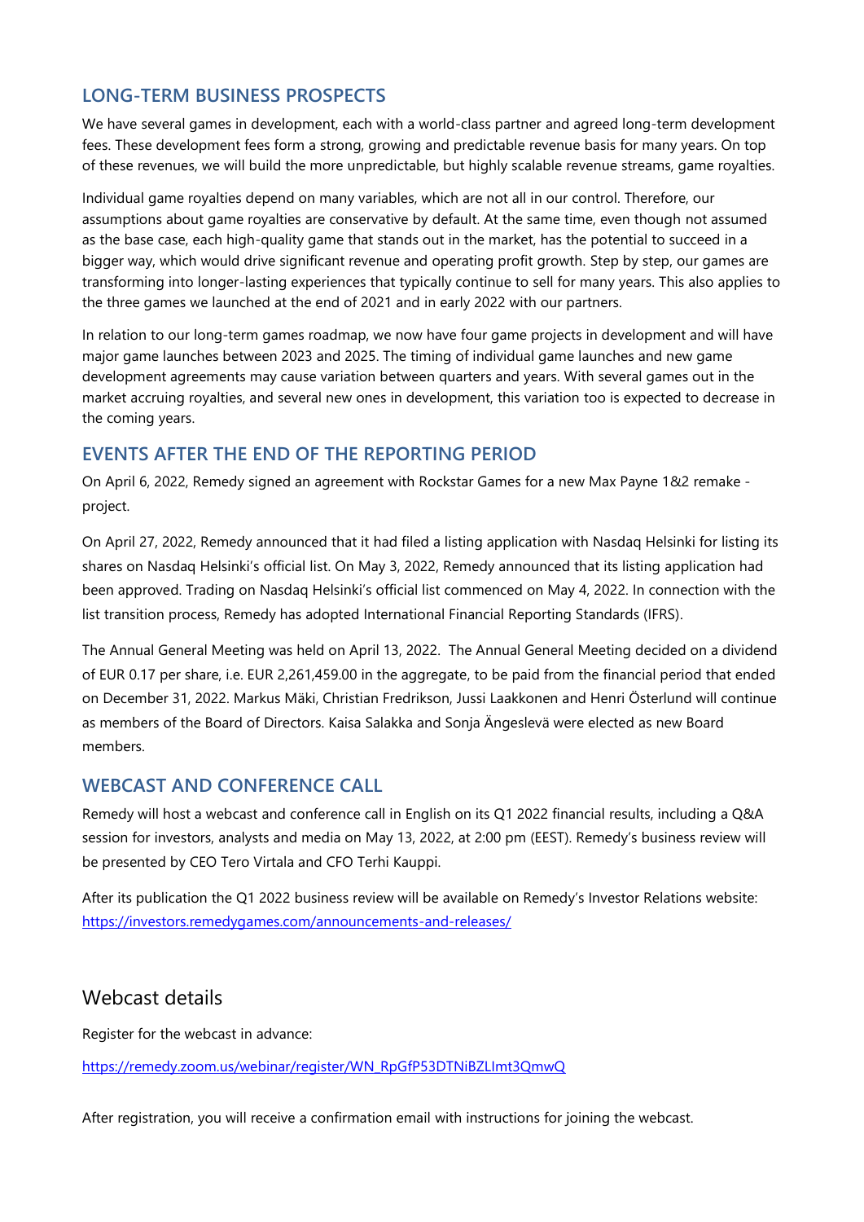## LONG-TERM BUSINESS PROSPECTS

We have several games in development, each with a world-class partner and agreed long-term development fees. These development fees form a strong, growing and predictable revenue basis for many years. On top of these revenues, we will build the more unpredictable, but highly scalable revenue streams, game royalties.

Individual game royalties depend on many variables, which are not all in our control. Therefore, our assumptions about game royalties are conservative by default. At the same time, even though not assumed as the base case, each high-quality game that stands out in the market, has the potential to succeed in a bigger way, which would drive significant revenue and operating profit growth. Step by step, our games are transforming into longer-lasting experiences that typically continue to sell for many years. This also applies to the three games we launched at the end of 2021 and in early 2022 with our partners.

In relation to our long-term games roadmap, we now have four game projects in development and will have major game launches between 2023 and 2025. The timing of individual game launches and new game development agreements may cause variation between quarters and years. With several games out in the market accruing royalties, and several new ones in development, this variation too is expected to decrease in the coming years.

## EVENTS AFTER THE END OF THE REPORTING PERIOD

On April 6, 2022, Remedy signed an agreement with Rockstar Games for a new Max Payne 1&2 remake -project.

On April 27, 2022, Remedy announced that it had filed a listing application with Nasdaq Helsinki for listing its shares on Nasdaq Helsinki's official list. On May 3, 2022, Remedy announced that its listing application had been approved. Trading on Nasdaq Helsinki's official list commenced on May 4, 2022. In connection with the list transition process, Remedy has adopted International Financial Reporting Standards (IFRS).

The Annual General Meeting was held on April 13, 2022. The Annual General Meeting decided on a dividend of EUR 0.17 per share, i.e. EUR 2,261,459.00 in the aggregate, to be paid from the financial period that ended on December 31, 2022. Markus Mäki, Christian Fredrikson, Jussi Laakkonen and Henri Österlund will continue as members of the Board of Directors. Kaisa Salakka and Sonja Ängeslevä were elected as new Board members.

## WEBCAST AND CONFERENCE CALL

Remedy will host a webcast and conference call in English on its Q1 2022 financial results, including a Q&A session for investors, analysts and media on May 13, 2022, at 2:00 pm (EEST). Remedy's business review will be presented by CEO Tero Virtala and CFO Terhi Kauppi.

After its publication the Q1 2022 business review will be available on Remedy's Investor Relations website: https://investors.remedygames.com/announcements-and-releases/

## Webcast details

Register for the webcast in advance:

https://remedy.zoom.us/webinar/register/WN_RpGfP53DTNiBZLImt3QmwQ

After registration, you will receive a confirmation email with instructions for joining the webcast.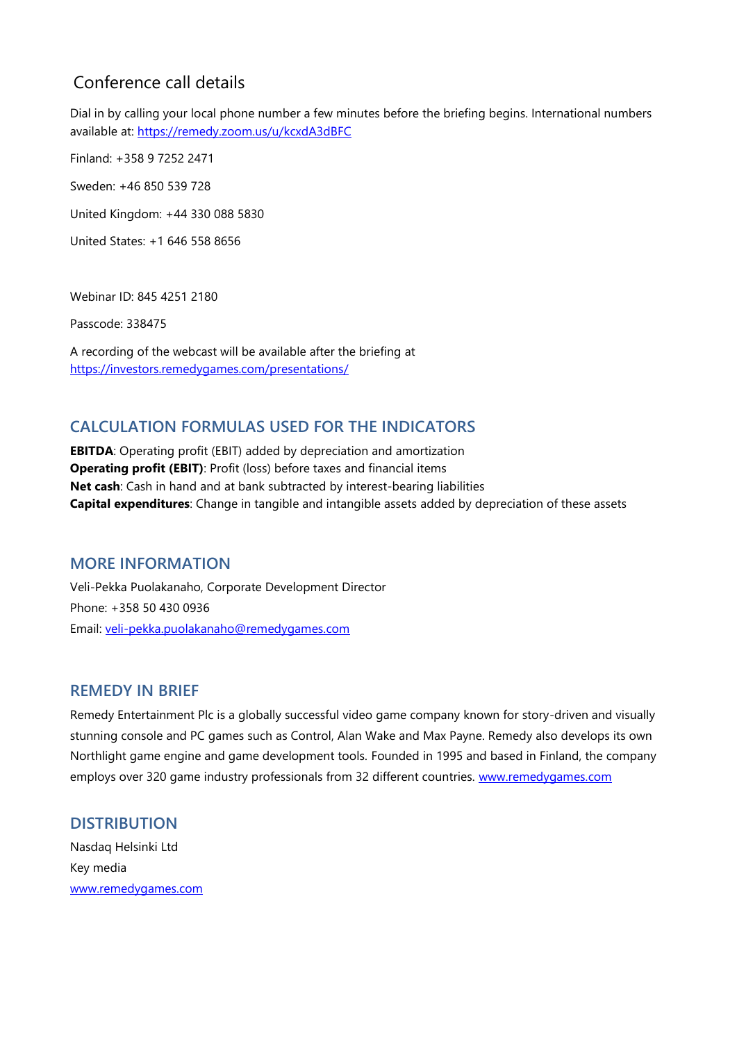## Conference call details

Dial in by calling your local phone number a few minutes before the briefing begins. International numbers available at: https://remedy.zoom.us/u/kcxdA3dBFC

Finland: +358 9 7252 2471

Sweden: +46 850 539 728

United Kingdom: +44 330 088 5830

United States: +1 646 558 8656

Webinar ID: 845 4251 2180

Passcode: 338475

A recording of the webcast will be available after the briefing at https://investors.remedygames.com/presentations/

## CALCULATION FORMULAS USED FOR THE INDICATORS

**EBITDA**: Operating profit (EBIT) added by depreciation and amortization
**Operating profit (EBIT)**: Profit (loss) before taxes and financial items
**Net cash**: Cash in hand and at bank subtracted by interest-bearing liabilities
**Capital expenditures**: Change in tangible and intangible assets added by depreciation of these assets

## MORE INFORMATION

Veli-Pekka Puolakanaho, Corporate Development Director
Phone: +358 50 430 0936
Email: veli-pekka.puolakanaho@remedygames.com

## REMEDY IN BRIEF

Remedy Entertainment Plc is a globally successful video game company known for story-driven and visually stunning console and PC games such as Control, Alan Wake and Max Payne. Remedy also develops its own Northlight game engine and game development tools. Founded in 1995 and based in Finland, the company employs over 320 game industry professionals from 32 different countries. www.remedygames.com

## DISTRIBUTION

Nasdaq Helsinki Ltd
Key media
www.remedygames.com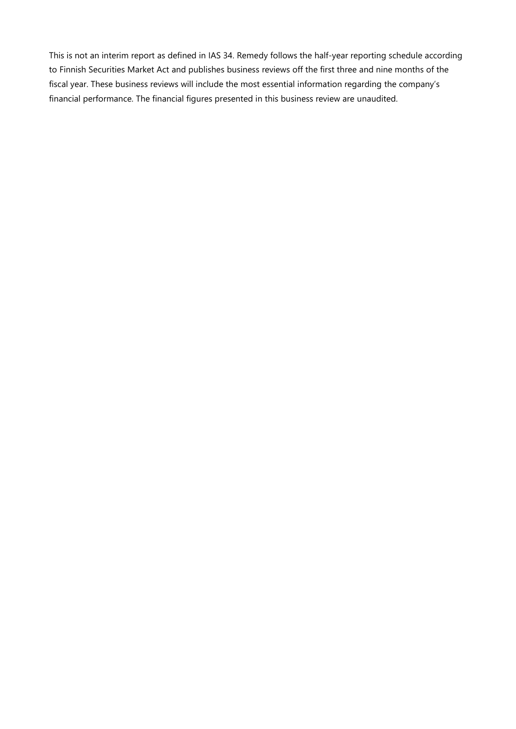This is not an interim report as defined in IAS 34. Remedy follows the half-year reporting schedule according to Finnish Securities Market Act and publishes business reviews off the first three and nine months of the fiscal year. These business reviews will include the most essential information regarding the company's financial performance. The financial figures presented in this business review are unaudited.